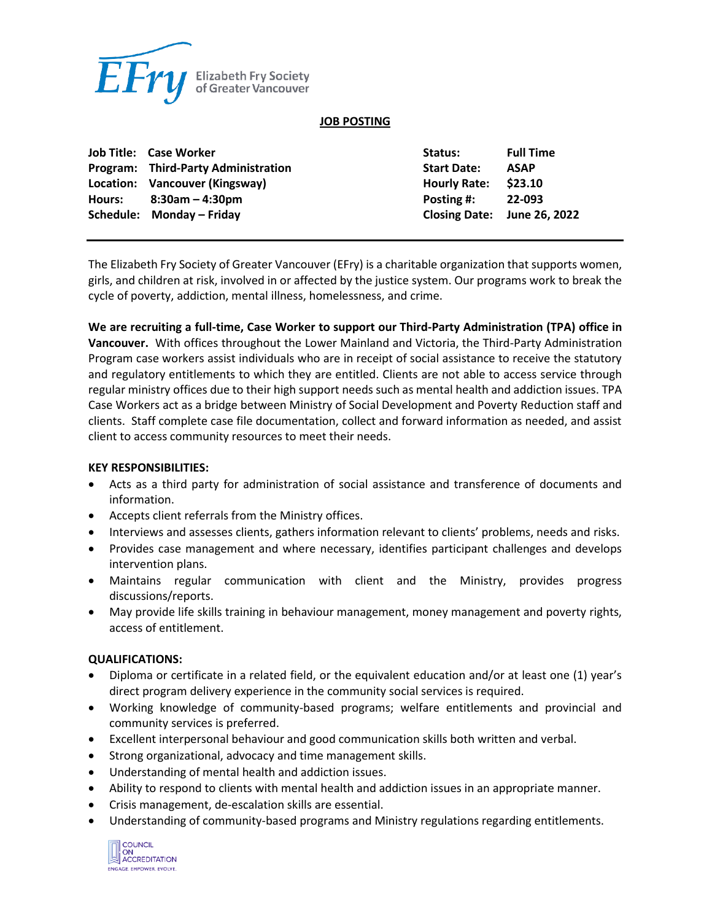Elizabeth Fry Society of Greater Vancouver

## JOB POSTING

| | | | |
|---|---|---|---|
| **Job Title:** | **Case Worker** | **Status:** | **Full Time** |
| **Program:** | **Third-Party Administration** | **Start Date:** | **ASAP** |
| **Location:** | **Vancouver (Kingsway)** | **Hourly Rate:** | **$23.10** |
| **Hours:** | **8:30am – 4:30pm** | **Posting #:** | **22-093** |
| **Schedule:** | **Monday – Friday** | **Closing Date:** | **June 26, 2022** |

The Elizabeth Fry Society of Greater Vancouver (EFry) is a charitable organization that supports women, girls, and children at risk, involved in or affected by the justice system. Our programs work to break the cycle of poverty, addiction, mental illness, homelessness, and crime.

**We are recruiting a full-time, Case Worker to support our Third-Party Administration (TPA) office in Vancouver.** With offices throughout the Lower Mainland and Victoria, the Third-Party Administration Program case workers assist individuals who are in receipt of social assistance to receive the statutory and regulatory entitlements to which they are entitled. Clients are not able to access service through regular ministry offices due to their high support needs such as mental health and addiction issues. TPA Case Workers act as a bridge between Ministry of Social Development and Poverty Reduction staff and clients. Staff complete case file documentation, collect and forward information as needed, and assist client to access community resources to meet their needs.

**KEY RESPONSIBILITIES:**

- Acts as a third party for administration of social assistance and transference of documents and information.
- Accepts client referrals from the Ministry offices.
- Interviews and assesses clients, gathers information relevant to clients' problems, needs and risks.
- Provides case management and where necessary, identifies participant challenges and develops intervention plans.
- Maintains regular communication with client and the Ministry, provides progress discussions/reports.
- May provide life skills training in behaviour management, money management and poverty rights, access of entitlement.

**QUALIFICATIONS:**

- Diploma or certificate in a related field, or the equivalent education and/or at least one (1) year's direct program delivery experience in the community social services is required.
- Working knowledge of community-based programs; welfare entitlements and provincial and community services is preferred.
- Excellent interpersonal behaviour and good communication skills both written and verbal.
- Strong organizational, advocacy and time management skills.
- Understanding of mental health and addiction issues.
- Ability to respond to clients with mental health and addiction issues in an appropriate manner.
- Crisis management, de-escalation skills are essential.
- Understanding of community-based programs and Ministry regulations regarding entitlements.

COUNCIL ON ACCREDITATION
ENGAGE. EMPOWER. EVOLVE.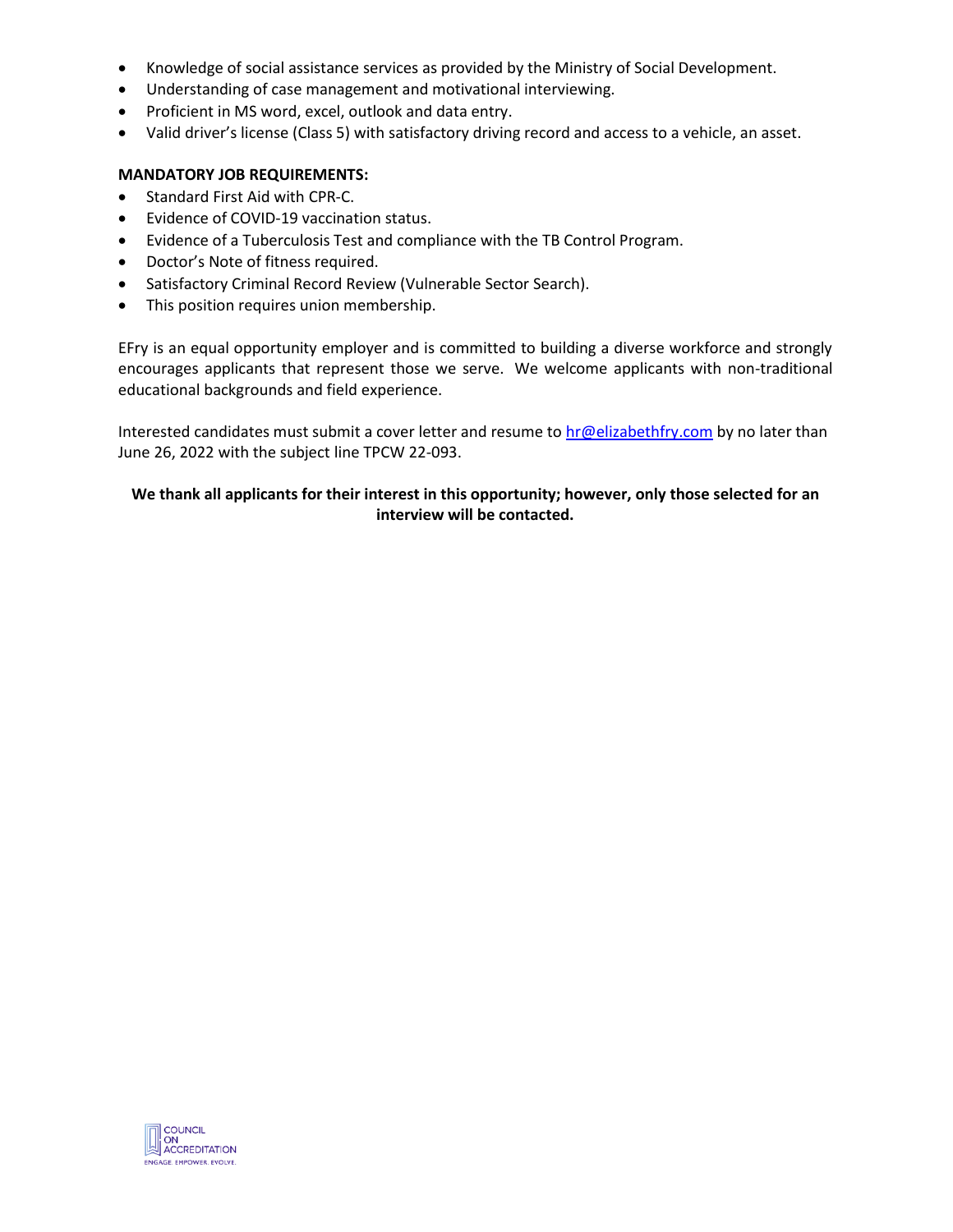- Knowledge of social assistance services as provided by the Ministry of Social Development.
- Understanding of case management and motivational interviewing.
- Proficient in MS word, excel, outlook and data entry.
- Valid driver's license (Class 5) with satisfactory driving record and access to a vehicle, an asset.

**MANDATORY JOB REQUIREMENTS:**

- Standard First Aid with CPR-C.
- Evidence of COVID-19 vaccination status.
- Evidence of a Tuberculosis Test and compliance with the TB Control Program.
- Doctor's Note of fitness required.
- Satisfactory Criminal Record Review (Vulnerable Sector Search).
- This position requires union membership.

EFry is an equal opportunity employer and is committed to building a diverse workforce and strongly encourages applicants that represent those we serve. We welcome applicants with non-traditional educational backgrounds and field experience.

Interested candidates must submit a cover letter and resume to hr@elizabethfry.com by no later than June 26, 2022 with the subject line TPCW 22-093.

**We thank all applicants for their interest in this opportunity; however, only those selected for an interview will be contacted.**

COUNCIL ON ACCREDITATION
ENGAGE. EMPOWER. EVOLVE.